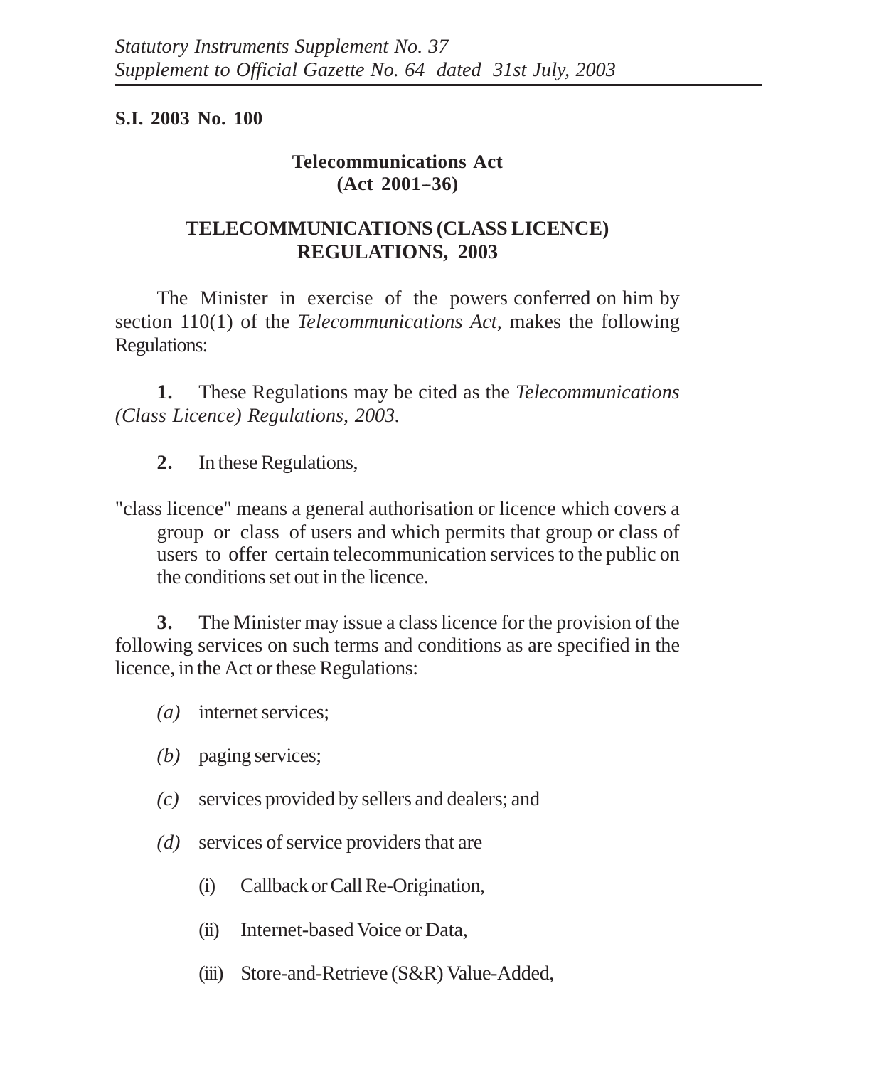*Statutory Instruments Supplement No. 37*
*Supplement to Official Gazette No. 64 dated 31st July, 2003*

**S.I. 2003 No. 100**

**Telecommunications Act**
**(Act 2001–36)**

# TELECOMMUNICATIONS (CLASS LICENCE) REGULATIONS, 2003

The Minister in exercise of the powers conferred on him by section 110(1) of the *Telecommunications Act*, makes the following Regulations:

**1.** These Regulations may be cited as the *Telecommunications (Class Licence) Regulations, 2003.*

**2.** In these Regulations,

"class licence" means a general authorisation or licence which covers a group or class of users and which permits that group or class of users to offer certain telecommunication services to the public on the conditions set out in the licence.

**3.** The Minister may issue a class licence for the provision of the following services on such terms and conditions as are specified in the licence, in the Act or these Regulations:

*(a)* internet services;

*(b)* paging services;

*(c)* services provided by sellers and dealers; and

*(d)* services of service providers that are

(i) Callback or Call Re-Origination,

(ii) Internet-based Voice or Data,

(iii) Store-and-Retrieve (S&R) Value-Added,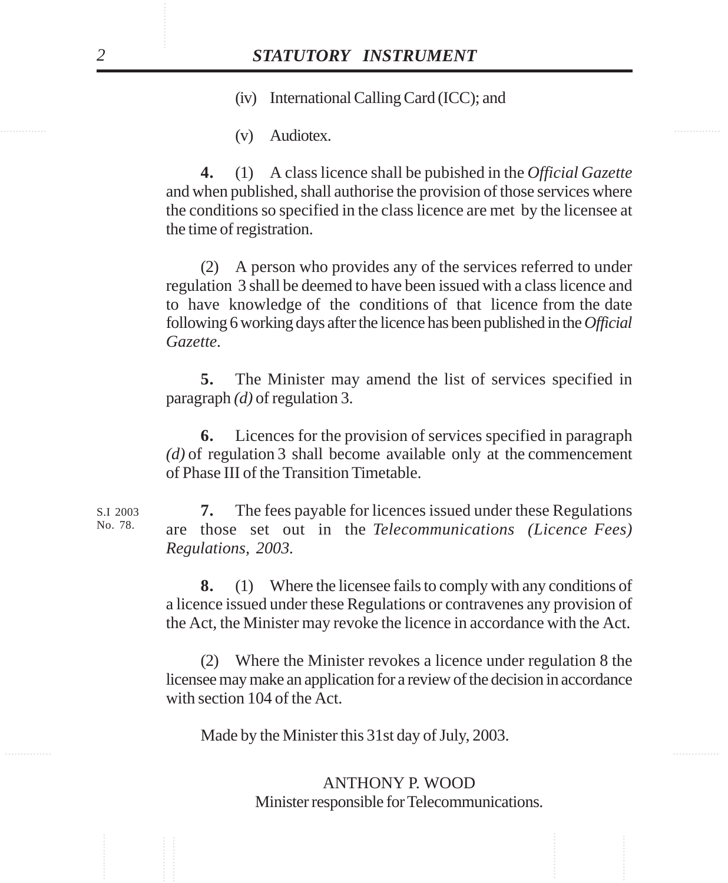(iv) International Calling Card (ICC); and

(v) Audiotex.

**4.** (1) A class licence shall be pubished in the *Official Gazette* and when published, shall authorise the provision of those services where the conditions so specified in the class licence are met by the licensee at the time of registration.

(2) A person who provides any of the services referred to under regulation 3 shall be deemed to have been issued with a class licence and to have knowledge of the conditions of that licence from the date following 6 working days after the licence has been published in the *Official Gazette*.

**5.** The Minister may amend the list of services specified in paragraph *(d)* of regulation 3.

**6.** Licences for the provision of services specified in paragraph *(d)* of regulation 3 shall become available only at the commencement of Phase III of the Transition Timetable.

S.I 2003 No. 78.

**7.** The fees payable for licences issued under these Regulations are those set out in the *Telecommunications (Licence Fees) Regulations, 2003.*

**8.** (1) Where the licensee fails to comply with any conditions of a licence issued under these Regulations or contravenes any provision of the Act, the Minister may revoke the licence in accordance with the Act.

(2) Where the Minister revokes a licence under regulation 8 the licensee may make an application for a review of the decision in accordance with section 104 of the Act.

Made by the Minister this 31st day of July, 2003.

ANTHONY P. WOOD
Minister responsible for Telecommunications.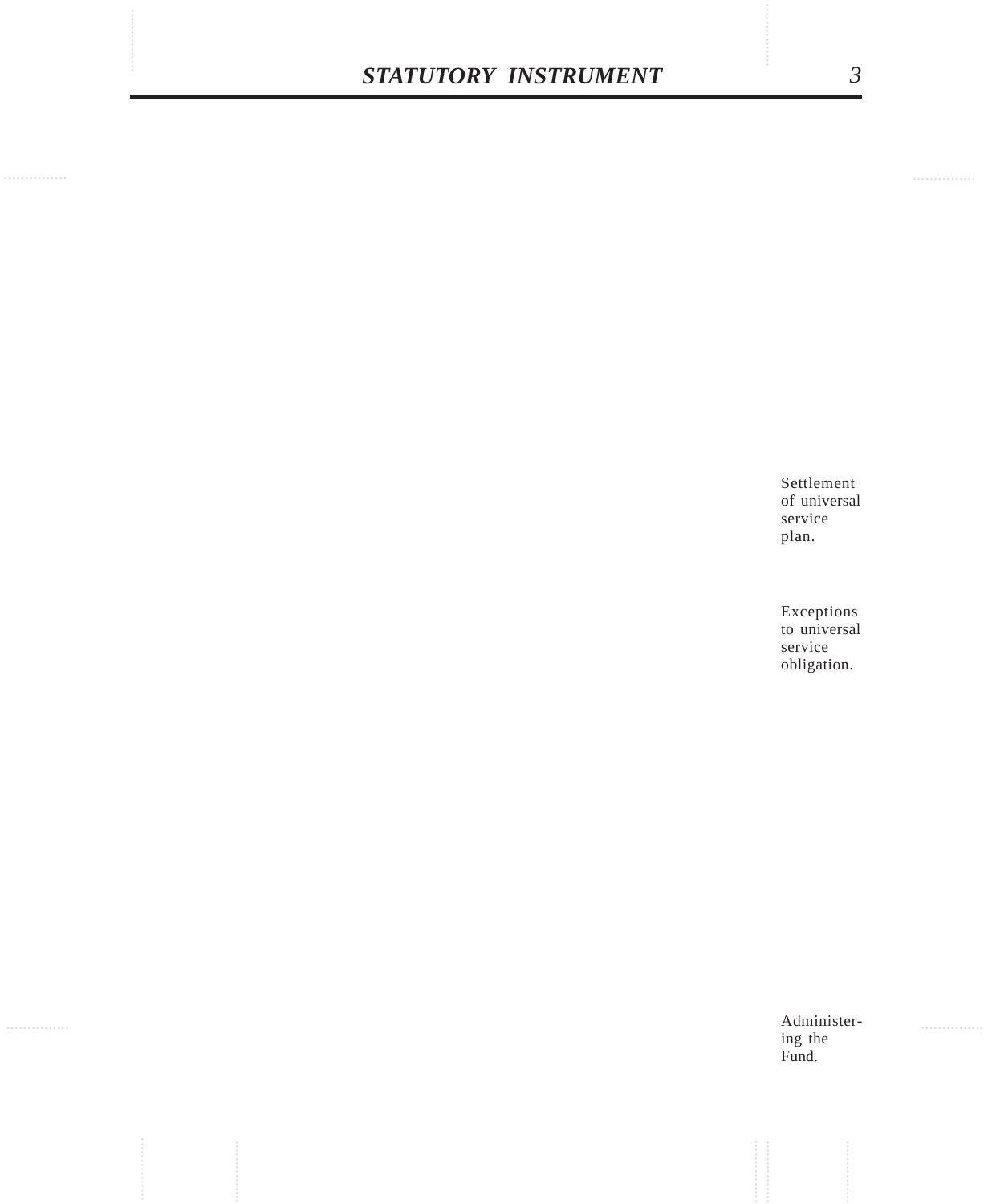Settlement of universal service plan.

Exceptions to universal service obligation.

Administering the Fund.